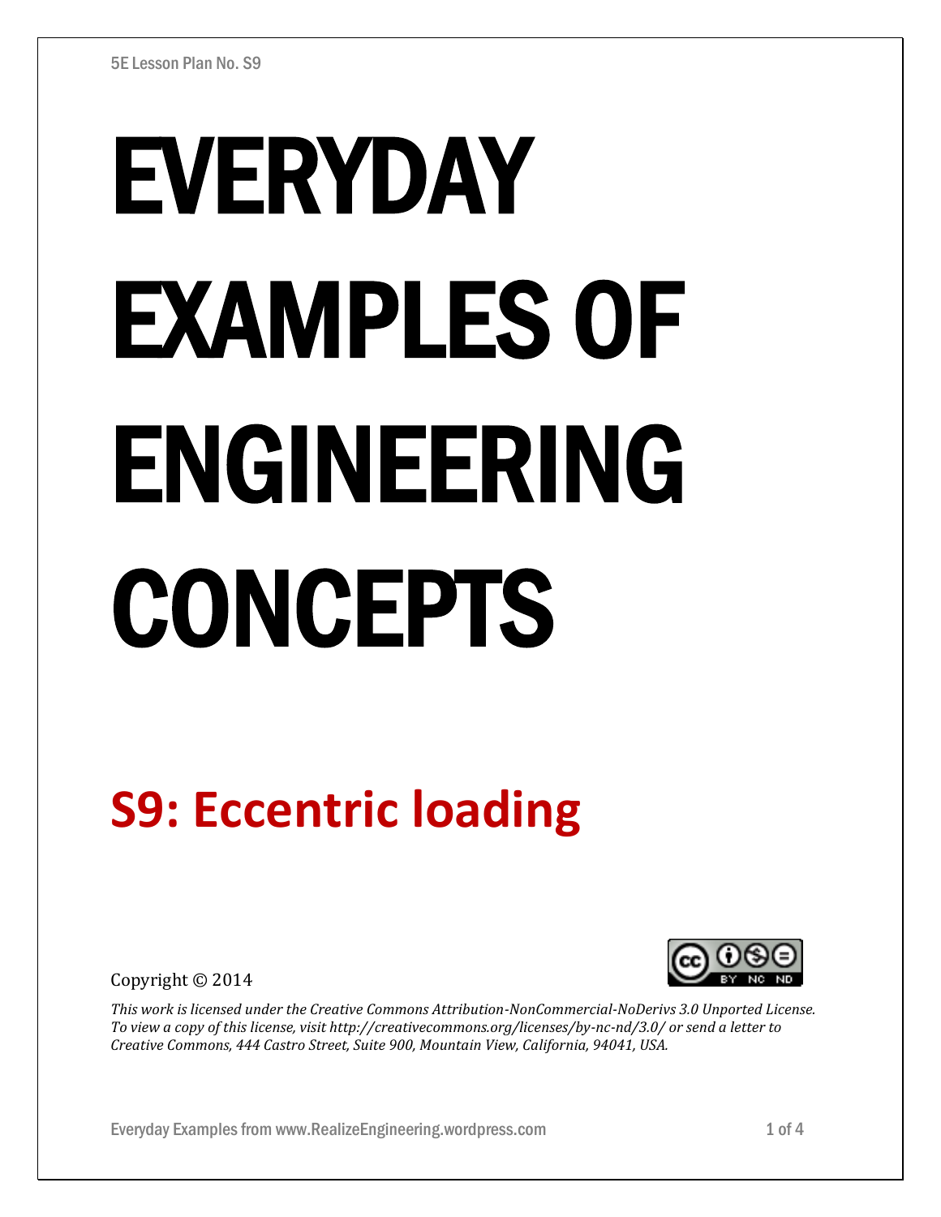5E Lesson Plan No. S9

# EVERYDAY EXAMPLES OF ENGINEERING CONCEPTS

## S9: Eccentric loading

Copyright © 2014

*This work is licensed under the Creative Commons Attribution-NonCommercial-NoDerivs 3.0 Unported License. To view a copy of this license, visit http://creativecommons.org/licenses/by-nc-nd/3.0/ or send a letter to Creative Commons, 444 Castro Street, Suite 900, Mountain View, California, 94041, USA.*

Everyday Examples from www.RealizeEngineering.wordpress.com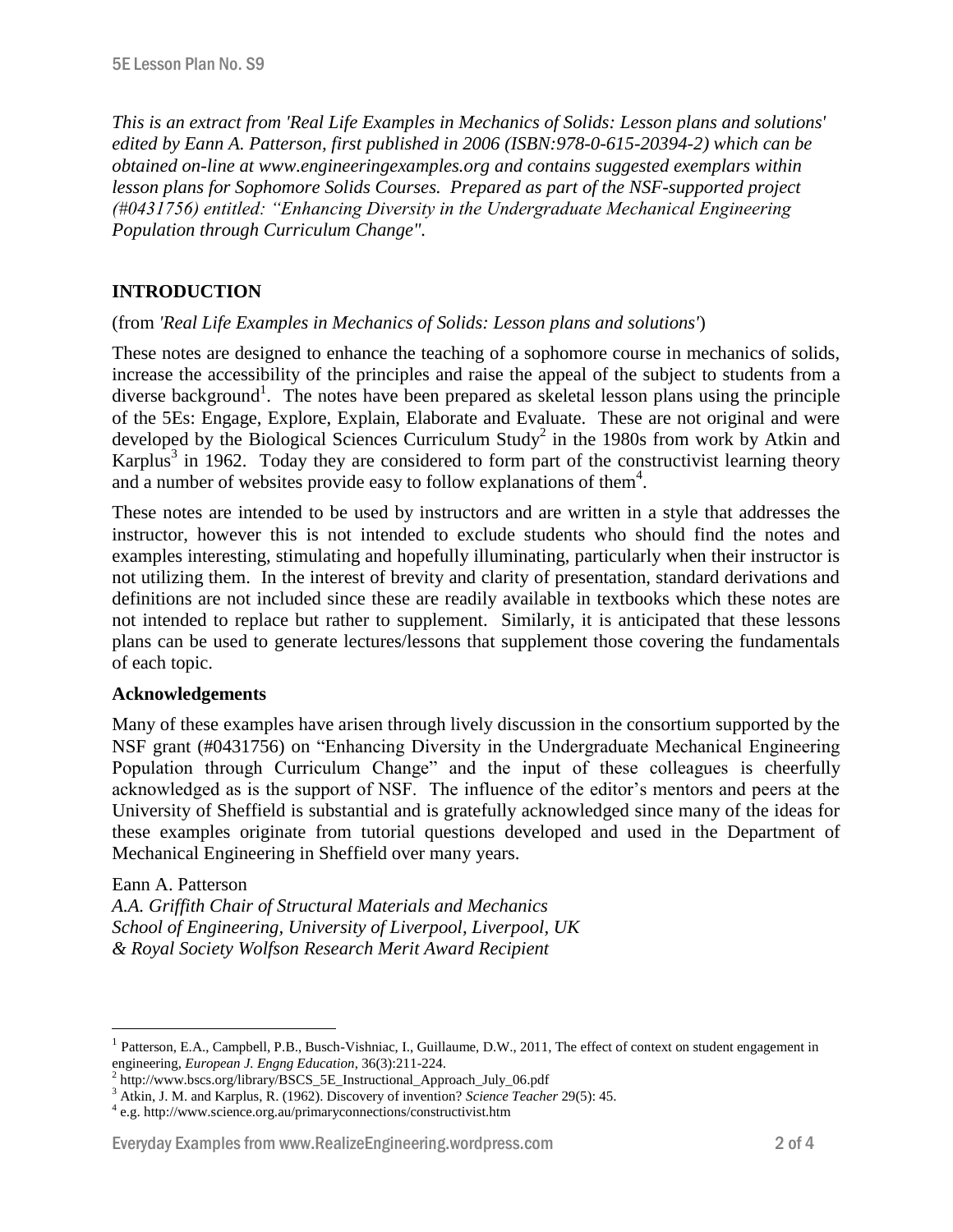*This is an extract from 'Real Life Examples in Mechanics of Solids: Lesson plans and solutions' edited by Eann A. Patterson, first published in 2006 (ISBN:978-0-615-20394-2) which can be obtained on-line at www.engineeringexamples.org and contains suggested exemplars within lesson plans for Sophomore Solids Courses. Prepared as part of the NSF-supported project (#0431756) entitled: "Enhancing Diversity in the Undergraduate Mechanical Engineering Population through Curriculum Change".*

## INTRODUCTION

(from *'Real Life Examples in Mechanics of Solids: Lesson plans and solutions'*)

These notes are designed to enhance the teaching of a sophomore course in mechanics of solids, increase the accessibility of the principles and raise the appeal of the subject to students from a diverse background[1]. The notes have been prepared as skeletal lesson plans using the principle of the 5Es: Engage, Explore, Explain, Elaborate and Evaluate. These are not original and were developed by the Biological Sciences Curriculum Study[2] in the 1980s from work by Atkin and Karplus[3] in 1962. Today they are considered to form part of the constructivist learning theory and a number of websites provide easy to follow explanations of them[4].

These notes are intended to be used by instructors and are written in a style that addresses the instructor, however this is not intended to exclude students who should find the notes and examples interesting, stimulating and hopefully illuminating, particularly when their instructor is not utilizing them. In the interest of brevity and clarity of presentation, standard derivations and definitions are not included since these are readily available in textbooks which these notes are not intended to replace but rather to supplement. Similarly, it is anticipated that these lessons plans can be used to generate lectures/lessons that supplement those covering the fundamentals of each topic.

### Acknowledgements

Many of these examples have arisen through lively discussion in the consortium supported by the NSF grant (#0431756) on "Enhancing Diversity in the Undergraduate Mechanical Engineering Population through Curriculum Change" and the input of these colleagues is cheerfully acknowledged as is the support of NSF. The influence of the editor's mentors and peers at the University of Sheffield is substantial and is gratefully acknowledged since many of the ideas for these examples originate from tutorial questions developed and used in the Department of Mechanical Engineering in Sheffield over many years.

Eann A. Patterson
*A.A. Griffith Chair of Structural Materials and Mechanics*
*School of Engineering, University of Liverpool, Liverpool, UK*
*& Royal Society Wolfson Research Merit Award Recipient*

---

[1] Patterson, E.A., Campbell, P.B., Busch-Vishniac, I., Guillaume, D.W., 2011, The effect of context on student engagement in engineering, *European J. Engng Education*, 36(3):211-224.

[2] http://www.bscs.org/library/BSCS_5E_Instructional_Approach_July_06.pdf

[3] Atkin, J. M. and Karplus, R. (1962). Discovery of invention? *Science Teacher* 29(5): 45.

[4] e.g. http://www.science.org.au/primaryconnections/constructivist.htm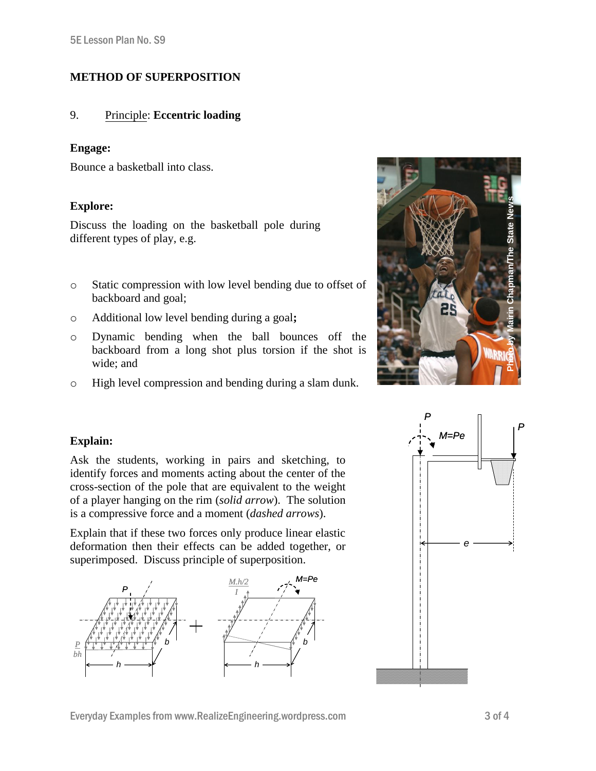## METHOD OF SUPERPOSITION

9. Principle: **Eccentric loading**

**Engage:**

Bounce a basketball into class.

**Explore:**

Discuss the loading on the basketball pole during different types of play, e.g.

- Static compression with low level bending due to offset of backboard and goal;
- Additional low level bending during a goal**;**
- Dynamic bending when the ball bounces off the backboard from a long shot plus torsion if the shot is wide; and
- High level compression and bending during a slam dunk.

**Explain:**

Ask the students, working in pairs and sketching, to identify forces and moments acting about the center of the cross-section of the pole that are equivalent to the weight of a player hanging on the rim (*solid arrow*). The solution is a compressive force and a moment (*dashed arrows*).

Explain that if these two forces only produce linear elastic deformation then their effects can be added together, or superimposed. Discuss principle of superposition.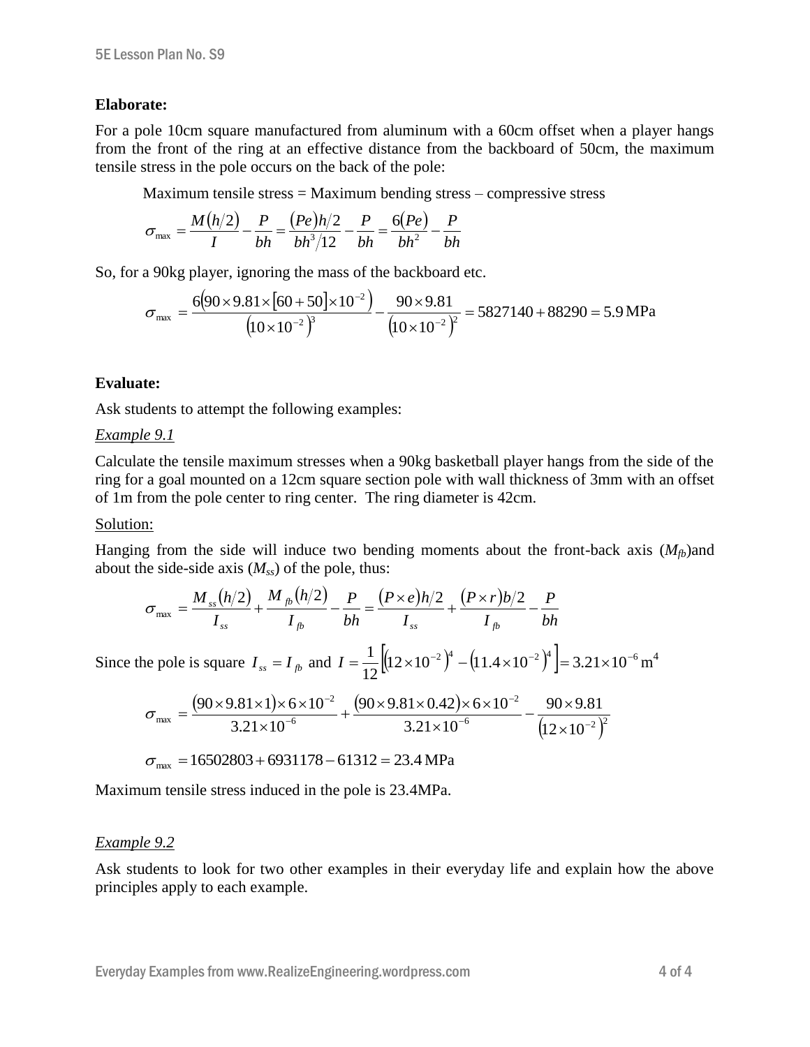**Elaborate:**

For a pole 10cm square manufactured from aluminum with a 60cm offset when a player hangs from the front of the ring at an effective distance from the backboard of 50cm, the maximum tensile stress in the pole occurs on the back of the pole:

Maximum tensile stress = Maximum bending stress – compressive stress

$$\sigma_{\max} = \frac{M(h/2)}{I} - \frac{P}{bh} = \frac{(Pe)h/2}{bh^3/12} - \frac{P}{bh} = \frac{6(Pe)}{bh^2} - \frac{P}{bh}$$

So, for a 90kg player, ignoring the mass of the backboard etc.

$$\sigma_{\max} = \frac{6\left(90\times 9.81\times[60+50]\times 10^{-2}\right)}{\left(10\times 10^{-2}\right)^3} - \frac{90\times 9.81}{\left(10\times 10^{-2}\right)^2} = 5827140 + 88290 = 5.9\,\text{MPa}$$

**Evaluate:**

Ask students to attempt the following examples:

*Example 9.1*

Calculate the tensile maximum stresses when a 90kg basketball player hangs from the side of the ring for a goal mounted on a 12cm square section pole with wall thickness of 3mm with an offset of 1m from the pole center to ring center. The ring diameter is 42cm.

Solution:

Hanging from the side will induce two bending moments about the front-back axis ($M_{fb}$)and about the side-side axis ($M_{ss}$) of the pole, thus:

$$\sigma_{\max} = \frac{M_{ss}(h/2)}{I_{ss}} + \frac{M_{fb}(h/2)}{I_{fb}} - \frac{P}{bh} = \frac{(P\times e)h/2}{I_{ss}} + \frac{(P\times r)b/2}{I_{fb}} - \frac{P}{bh}$$

Since the pole is square $I_{ss} = I_{fb}$ and $I = \frac{1}{12}\left[\left(12\times 10^{-2}\right)^4 - \left(11.4\times 10^{-2}\right)^4\right] = 3.21\times 10^{-6}\,\text{m}^4$

$$\sigma_{\max} = \frac{(90\times 9.81\times 1)\times 6\times 10^{-2}}{3.21\times 10^{-6}} + \frac{(90\times 9.81\times 0.42)\times 6\times 10^{-2}}{3.21\times 10^{-6}} - \frac{90\times 9.81}{\left(12\times 10^{-2}\right)^2}$$

$$\sigma_{\max} = 16502803 + 6931178 - 61312 = 23.4\,\text{MPa}$$

Maximum tensile stress induced in the pole is 23.4MPa.

*Example 9.2*

Ask students to look for two other examples in their everyday life and explain how the above principles apply to each example.